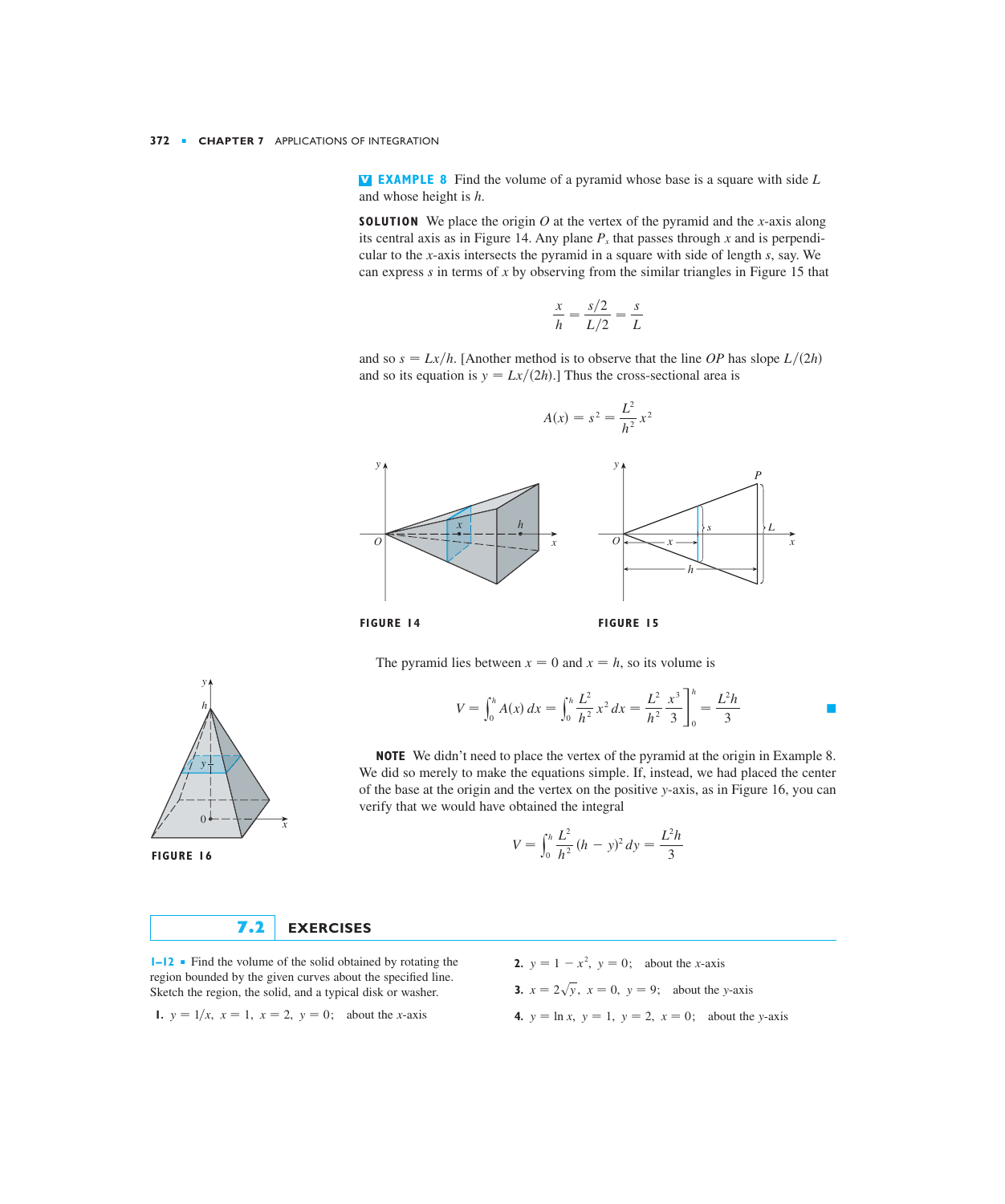**EXAMPLE 8** Find the volume of a pyramid whose base is a square with side $L$ and whose height is $h$.

**SOLUTION** We place the origin $O$ at the vertex of the pyramid and the $x$-axis along its central axis as in Figure 14. Any plane $P_x$ that passes through $x$ and is perpendicular to the $x$-axis intersects the pyramid in a square with side of length $s$, say. We can express $s$ in terms of $x$ by observing from the similar triangles in Figure 15 that

$$\frac{x}{h} = \frac{s/2}{L/2} = \frac{s}{L}$$

and so $s = Lx/h$. [Another method is to observe that the line $OP$ has slope $L/(2h)$ and so its equation is $y = Lx/(2h)$.] Thus the cross-sectional area is

$$A(x) = s^2 = \frac{L^2}{h^2}x^2$$

FIGURE 14

FIGURE 15

The pyramid lies between $x = 0$ and $x = h$, so its volume is

$$V = \int_0^h A(x)\,dx = \int_0^h \frac{L^2}{h^2}x^2\,dx = \frac{L^2}{h^2}\frac{x^3}{3}\Big]_0^h = \frac{L^2h}{3}$$

**NOTE** We didn't need to place the vertex of the pyramid at the origin in Example 8. We did so merely to make the equations simple. If, instead, we had placed the center of the base at the origin and the vertex on the positive $y$-axis, as in Figure 16, you can verify that we would have obtained the integral

$$V = \int_0^h \frac{L^2}{h^2}(h - y)^2\,dy = \frac{L^2h}{3}$$

FIGURE 16

## 7.2 EXERCISES

**1–12** Find the volume of the solid obtained by rotating the region bounded by the given curves about the specified line. Sketch the region, the solid, and a typical disk or washer.

1. $y = 1/x$, $x = 1$, $x = 2$, $y = 0$; about the $x$-axis

2. $y = 1 - x^2$, $y = 0$; about the $x$-axis

3. $x = 2\sqrt{y}$, $x = 0$, $y = 9$; about the $y$-axis

4. $y = \ln x$, $y = 1$, $y = 2$, $x = 0$; about the $y$-axis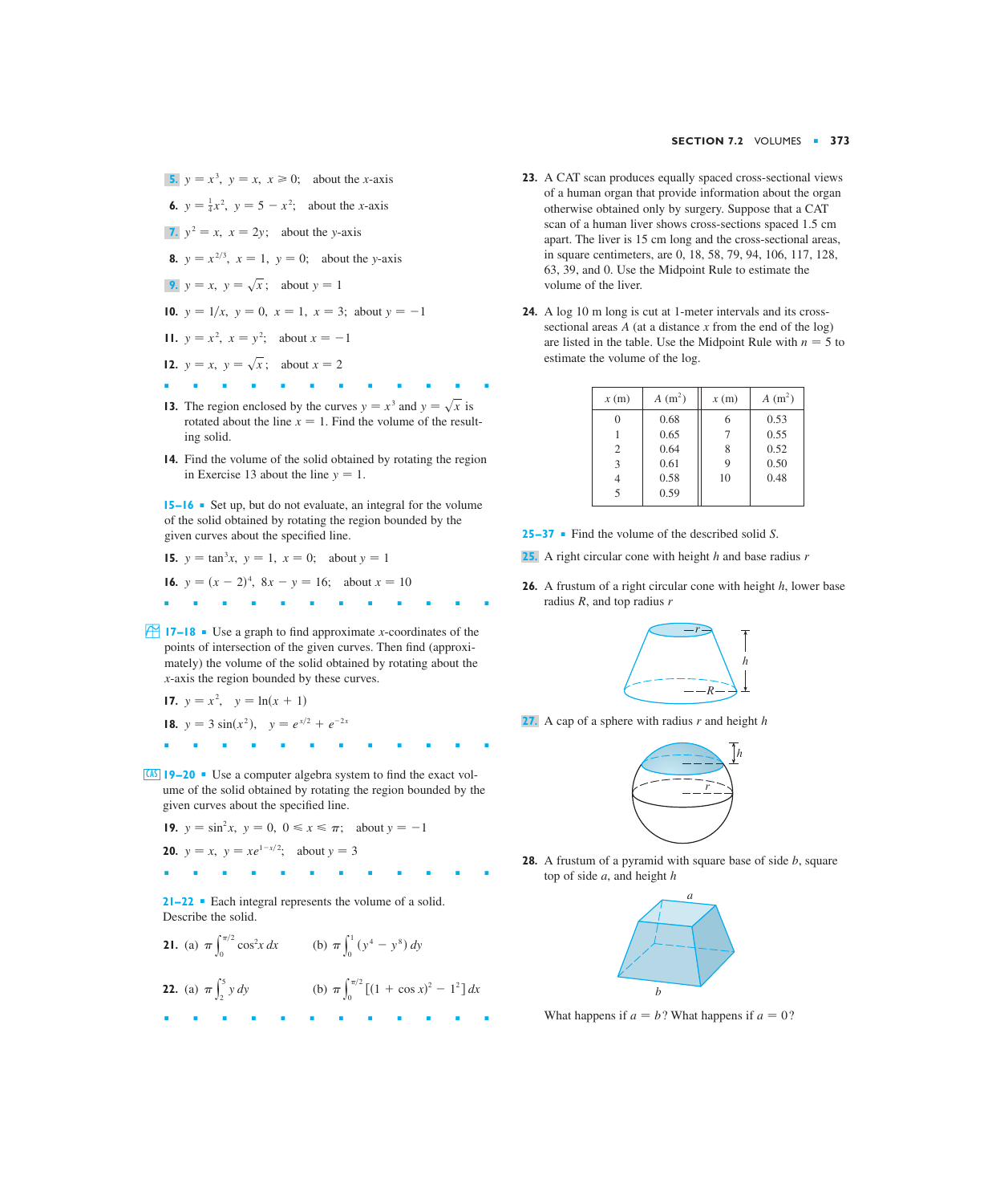**5.** $y = x^3$, $y = x$, $x \geqslant 0$; about the $x$-axis

**6.** $y = \frac{1}{4}x^2$, $y = 5 - x^2$; about the $x$-axis

**7.** $y^2 = x$, $x = 2y$; about the $y$-axis

**8.** $y = x^{2/3}$, $x = 1$, $y = 0$; about the $y$-axis

**9.** $y = x$, $y = \sqrt{x}$; about $y = 1$

**10.** $y = 1/x$, $y = 0$, $x = 1$, $x = 3$; about $y = -1$

**11.** $y = x^2$, $x = y^2$; about $x = -1$

**12.** $y = x$, $y = \sqrt{x}$; about $x = 2$

**13.** The region enclosed by the curves $y = x^3$ and $y = \sqrt{x}$ is rotated about the line $x = 1$. Find the volume of the resulting solid.

**14.** Find the volume of the solid obtained by rotating the region in Exercise 13 about the line $y = 1$.

**15–16** ▪ Set up, but do not evaluate, an integral for the volume of the solid obtained by rotating the region bounded by the given curves about the specified line.

**15.** $y = \tan^3 x$, $y = 1$, $x = 0$; about $y = 1$

**16.** $y = (x - 2)^4$, $8x - y = 16$; about $x = 10$

**17–18** ▪ Use a graph to find approximate $x$-coordinates of the points of intersection of the given curves. Then find (approximately) the volume of the solid obtained by rotating about the $x$-axis the region bounded by these curves.

**17.** $y = x^2$, $y = \ln(x + 1)$

**18.** $y = 3\sin(x^2)$, $y = e^{x/2} + e^{-2x}$

**19–20** ▪ Use a computer algebra system to find the exact volume of the solid obtained by rotating the region bounded by the given curves about the specified line.

**19.** $y = \sin^2 x$, $y = 0$, $0 \leqslant x \leqslant \pi$; about $y = -1$

**20.** $y = x$, $y = xe^{1-x/2}$; about $y = 3$

**21–22** ▪ Each integral represents the volume of a solid. Describe the solid.

**21.** (a) $\pi \int_0^{\pi/2} \cos^2 x \, dx$ (b) $\pi \int_0^1 (y^4 - y^8)\, dy$

**22.** (a) $\pi \int_2^5 y \, dy$ (b) $\pi \int_0^{\pi/2} [(1 + \cos x)^2 - 1^2]\, dx$

**23.** A CAT scan produces equally spaced cross-sectional views of a human organ that provide information about the organ otherwise obtained only by surgery. Suppose that a CAT scan of a human liver shows cross-sections spaced 1.5 cm apart. The liver is 15 cm long and the cross-sectional areas, in square centimeters, are 0, 18, 58, 79, 94, 106, 117, 128, 63, 39, and 0. Use the Midpoint Rule to estimate the volume of the liver.

**24.** A log 10 m long is cut at 1-meter intervals and its cross-sectional areas $A$ (at a distance $x$ from the end of the log) are listed in the table. Use the Midpoint Rule with $n = 5$ to estimate the volume of the log.

| $x$ (m) | $A$ (m$^2$) | $x$ (m) | $A$ (m$^2$) |
|---|---|---|---|
| 0 | 0.68 | 6 | 0.53 |
| 1 | 0.65 | 7 | 0.55 |
| 2 | 0.64 | 8 | 0.52 |
| 3 | 0.61 | 9 | 0.50 |
| 4 | 0.58 | 10 | 0.48 |
| 5 | 0.59 | | |

**25–37** ▪ Find the volume of the described solid $S$.

**25.** A right circular cone with height $h$ and base radius $r$

**26.** A frustum of a right circular cone with height $h$, lower base radius $R$, and top radius $r$

**27.** A cap of a sphere with radius $r$ and height $h$

**28.** A frustum of a pyramid with square base of side $b$, square top of side $a$, and height $h$

What happens if $a = b$? What happens if $a = 0$?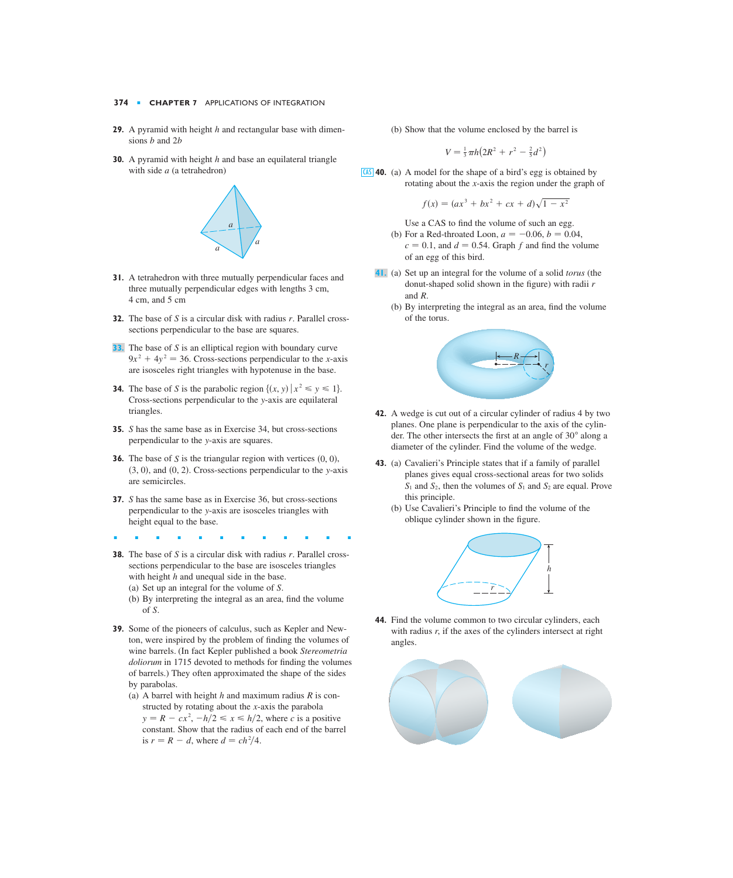**29.** A pyramid with height $h$ and rectangular base with dimensions $b$ and $2b$

**30.** A pyramid with height $h$ and base an equilateral triangle with side $a$ (a tetrahedron)

**31.** A tetrahedron with three mutually perpendicular faces and three mutually perpendicular edges with lengths 3 cm, 4 cm, and 5 cm

**32.** The base of $S$ is a circular disk with radius $r$. Parallel cross-sections perpendicular to the base are squares.

**33.** The base of $S$ is an elliptical region with boundary curve $9x^2 + 4y^2 = 36$. Cross-sections perpendicular to the $x$-axis are isosceles right triangles with hypotenuse in the base.

**34.** The base of $S$ is the parabolic region $\{(x, y) \mid x^2 \leqslant y \leqslant 1\}$. Cross-sections perpendicular to the $y$-axis are equilateral triangles.

**35.** $S$ has the same base as in Exercise 34, but cross-sections perpendicular to the $y$-axis are squares.

**36.** The base of $S$ is the triangular region with vertices $(0, 0)$, $(3, 0)$, and $(0, 2)$. Cross-sections perpendicular to the $y$-axis are semicircles.

**37.** $S$ has the same base as in Exercise 36, but cross-sections perpendicular to the $y$-axis are isosceles triangles with height equal to the base.

**38.** The base of $S$ is a circular disk with radius $r$. Parallel cross-sections perpendicular to the base are isosceles triangles with height $h$ and unequal side in the base.

(a) Set up an integral for the volume of $S$.

(b) By interpreting the integral as an area, find the volume of $S$.

**39.** Some of the pioneers of calculus, such as Kepler and Newton, were inspired by the problem of finding the volumes of wine barrels. (In fact Kepler published a book *Stereometria doliorum* in 1715 devoted to methods for finding the volumes of barrels.) They often approximated the shape of the sides by parabolas.

(a) A barrel with height $h$ and maximum radius $R$ is constructed by rotating about the $x$-axis the parabola $y = R - cx^2$, $-h/2 \leqslant x \leqslant h/2$, where $c$ is a positive constant. Show that the radius of each end of the barrel is $r = R - d$, where $d = ch^2/4$.

(b) Show that the volume enclosed by the barrel is

$$V = \tfrac{1}{3}\pi h\left(2R^2 + r^2 - \tfrac{2}{5}d^2\right)$$

**40.** (a) A model for the shape of a bird's egg is obtained by rotating about the $x$-axis the region under the graph of

$$f(x) = (ax^3 + bx^2 + cx + d)\sqrt{1 - x^2}$$

Use a CAS to find the volume of such an egg.

(b) For a Red-throated Loon, $a = -0.06$, $b = 0.04$, $c = 0.1$, and $d = 0.54$. Graph $f$ and find the volume of an egg of this bird.

**41.** (a) Set up an integral for the volume of a solid *torus* (the donut-shaped solid shown in the figure) with radii $r$ and $R$.

(b) By interpreting the integral as an area, find the volume of the torus.

**42.** A wedge is cut out of a circular cylinder of radius 4 by two planes. One plane is perpendicular to the axis of the cylinder. The other intersects the first at an angle of 30° along a diameter of the cylinder. Find the volume of the wedge.

**43.** (a) Cavalieri's Principle states that if a family of parallel planes gives equal cross-sectional areas for two solids $S_1$ and $S_2$, then the volumes of $S_1$ and $S_2$ are equal. Prove this principle.

(b) Use Cavalieri's Principle to find the volume of the oblique cylinder shown in the figure.

**44.** Find the volume common to two circular cylinders, each with radius $r$, if the axes of the cylinders intersect at right angles.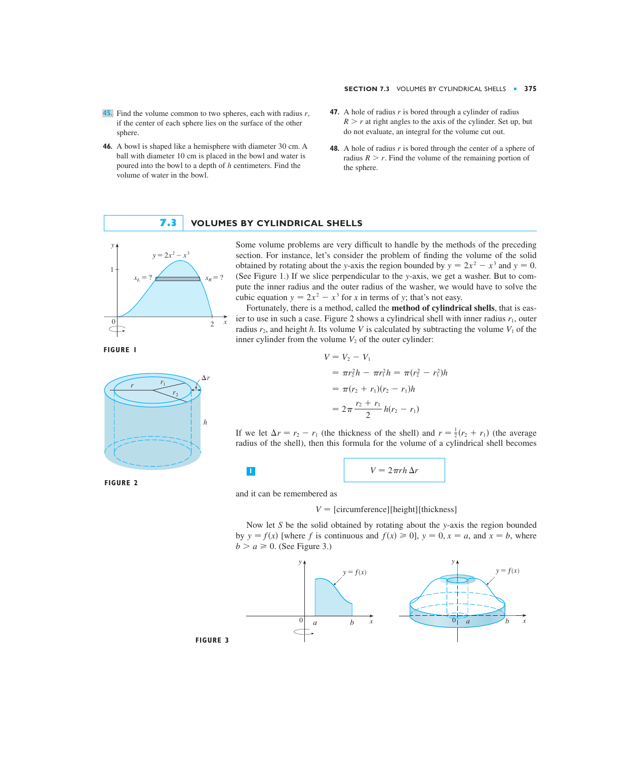45. Find the volume common to two spheres, each with radius $r$, if the center of each sphere lies on the surface of the other sphere.

46. A bowl is shaped like a hemisphere with diameter 30 cm. A ball with diameter 10 cm is placed in the bowl and water is poured into the bowl to a depth of $h$ centimeters. Find the volume of water in the bowl.

47. A hole of radius $r$ is bored through a cylinder of radius $R > r$ at right angles to the axis of the cylinder. Set up, but do not evaluate, an integral for the volume cut out.

48. A hole of radius $r$ is bored through the center of a sphere of radius $R > r$. Find the volume of the remaining portion of the sphere.

## 7.3 VOLUMES BY CYLINDRICAL SHELLS

y

$y = 2x^2 - x^3$

1

$x_L = ?$

$x_R = ?$

0

2

x

**FIGURE 1**

Some volume problems are very difficult to handle by the methods of the preceding section. For instance, let's consider the problem of finding the volume of the solid obtained by rotating about the $y$-axis the region bounded by $y = 2x^2 - x^3$ and $y = 0$. (See Figure 1.) If we slice perpendicular to the $y$-axis, we get a washer. But to compute the inner radius and the outer radius of the washer, we would have to solve the cubic equation $y = 2x^2 - x^3$ for $x$ in terms of $y$; that's not easy.

Fortunately, there is a method, called the **method of cylindrical shells**, that is easier to use in such a case. Figure 2 shows a cylindrical shell with inner radius $r_1$, outer radius $r_2$, and height $h$. Its volume $V$ is calculated by subtracting the volume $V_1$ of the inner cylinder from the volume $V_2$ of the outer cylinder:

$$
\begin{aligned}
V &= V_2 - V_1 \\
&= \pi r_2^2 h - \pi r_1^2 h = \pi(r_2^2 - r_1^2)h \\
&= \pi(r_2 + r_1)(r_2 - r_1)h \\
&= 2\pi \frac{r_2 + r_1}{2} h(r_2 - r_1)
\end{aligned}
$$

r

$r_1$

$r_2$

$\Delta r$

h

**FIGURE 2**

If we let $\Delta r = r_2 - r_1$ (the thickness of the shell) and $r = \frac{1}{2}(r_2 + r_1)$ (the average radius of the shell), then this formula for the volume of a cylindrical shell becomes

$$
\boxed{1} \qquad V = 2\pi r h \, \Delta r
$$

and it can be remembered as

$$
V = [\text{circumference}][\text{height}][\text{thickness}]
$$

Now let $S$ be the solid obtained by rotating about the $y$-axis the region bounded by $y = f(x)$ [where $f$ is continuous and $f(x) \geqslant 0$], $y = 0$, $x = a$, and $x = b$, where $b > a \geqslant 0$. (See Figure 3.)

y

$y = f(x)$

0

a

b

x

y

$y = f(x)$

0

a

b

x

**FIGURE 3**